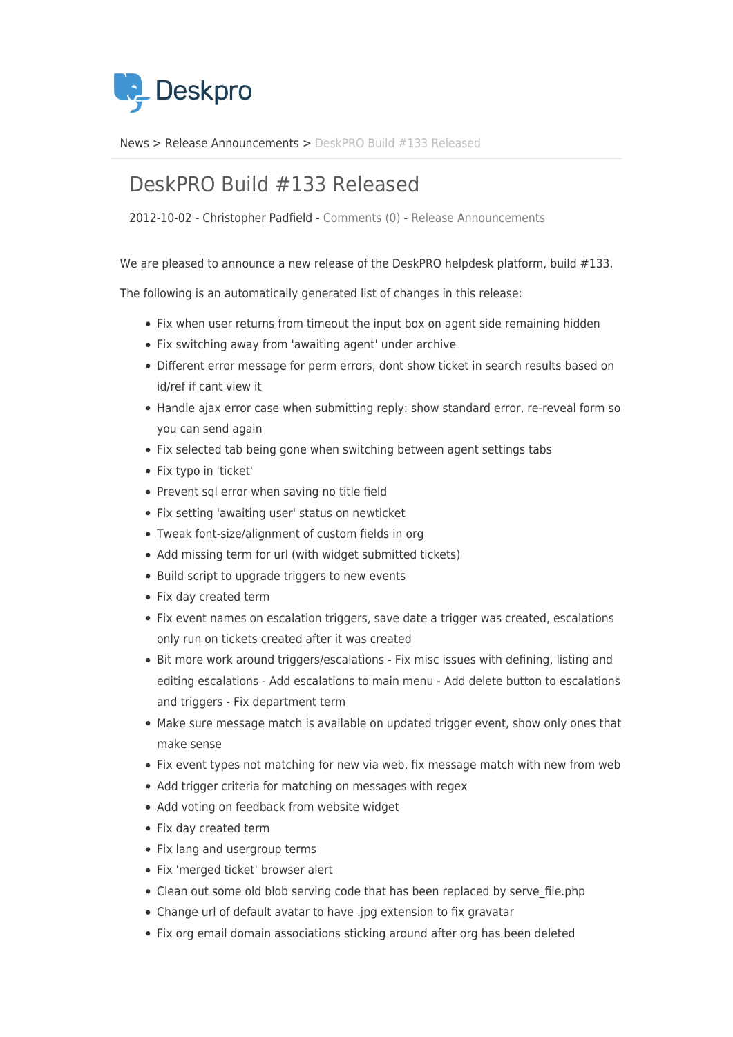Deskpro

News > Release Announcements > DeskPRO Build #133 Released

# DeskPRO Build #133 Released

2012-10-02 - Christopher Padfield - Comments (0) - Release Announcements

We are pleased to announce a new release of the DeskPRO helpdesk platform, build #133.

The following is an automatically generated list of changes in this release:

- Fix when user returns from timeout the input box on agent side remaining hidden
- Fix switching away from 'awaiting agent' under archive
- Different error message for perm errors, dont show ticket in search results based on id/ref if cant view it
- Handle ajax error case when submitting reply: show standard error, re-reveal form so you can send again
- Fix selected tab being gone when switching between agent settings tabs
- Fix typo in 'ticket'
- Prevent sql error when saving no title field
- Fix setting 'awaiting user' status on newticket
- Tweak font-size/alignment of custom fields in org
- Add missing term for url (with widget submitted tickets)
- Build script to upgrade triggers to new events
- Fix day created term
- Fix event names on escalation triggers, save date a trigger was created, escalations only run on tickets created after it was created
- Bit more work around triggers/escalations - Fix misc issues with defining, listing and editing escalations - Add escalations to main menu - Add delete button to escalations and triggers - Fix department term
- Make sure message match is available on updated trigger event, show only ones that make sense
- Fix event types not matching for new via web, fix message match with new from web
- Add trigger criteria for matching on messages with regex
- Add voting on feedback from website widget
- Fix day created term
- Fix lang and usergroup terms
- Fix 'merged ticket' browser alert
- Clean out some old blob serving code that has been replaced by serve_file.php
- Change url of default avatar to have .jpg extension to fix gravatar
- Fix org email domain associations sticking around after org has been deleted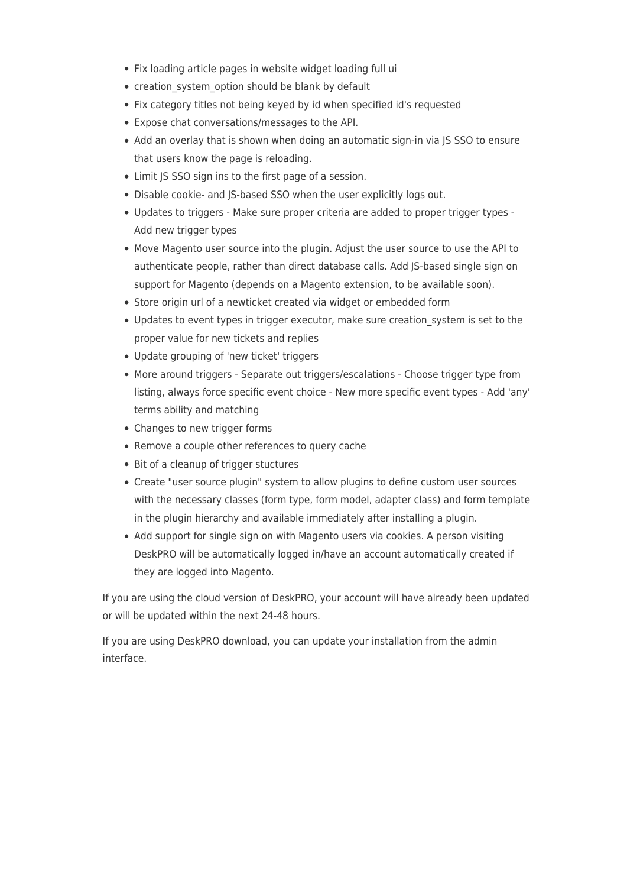- Fix loading article pages in website widget loading full ui
- creation_system_option should be blank by default
- Fix category titles not being keyed by id when specified id's requested
- Expose chat conversations/messages to the API.
- Add an overlay that is shown when doing an automatic sign-in via JS SSO to ensure that users know the page is reloading.
- Limit JS SSO sign ins to the first page of a session.
- Disable cookie- and JS-based SSO when the user explicitly logs out.
- Updates to triggers - Make sure proper criteria are added to proper trigger types - Add new trigger types
- Move Magento user source into the plugin. Adjust the user source to use the API to authenticate people, rather than direct database calls. Add JS-based single sign on support for Magento (depends on a Magento extension, to be available soon).
- Store origin url of a newticket created via widget or embedded form
- Updates to event types in trigger executor, make sure creation_system is set to the proper value for new tickets and replies
- Update grouping of 'new ticket' triggers
- More around triggers - Separate out triggers/escalations - Choose trigger type from listing, always force specific event choice - New more specific event types - Add 'any' terms ability and matching
- Changes to new trigger forms
- Remove a couple other references to query cache
- Bit of a cleanup of trigger stuctures
- Create "user source plugin" system to allow plugins to define custom user sources with the necessary classes (form type, form model, adapter class) and form template in the plugin hierarchy and available immediately after installing a plugin.
- Add support for single sign on with Magento users via cookies. A person visiting DeskPRO will be automatically logged in/have an account automatically created if they are logged into Magento.

If you are using the cloud version of DeskPRO, your account will have already been updated or will be updated within the next 24-48 hours.

If you are using DeskPRO download, you can update your installation from the admin interface.